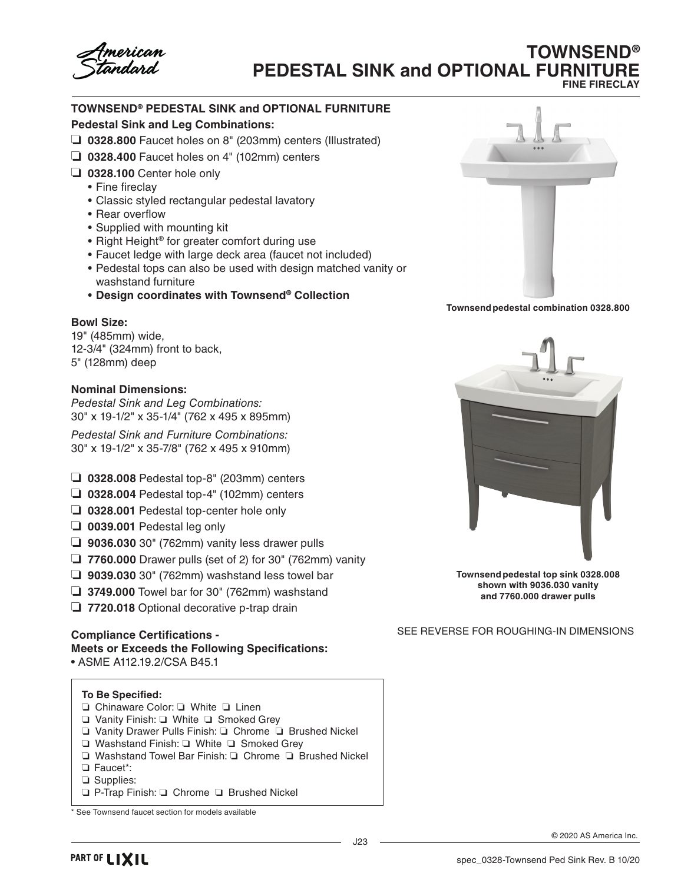# TOWNSEND®
# PEDESTAL SINK and OPTIONAL FURNITURE
**FINE FIRECLAY**

## TOWNSEND® PEDESTAL SINK and OPTIONAL FURNITURE

**Pedestal Sink and Leg Combinations:**

- ❑ **0328.800** Faucet holes on 8" (203mm) centers (Illustrated)
- ❑ **0328.400** Faucet holes on 4" (102mm) centers
- ❑ **0328.100** Center hole only
  - Fine fireclay
  - Classic styled rectangular pedestal lavatory
  - Rear overflow
  - Supplied with mounting kit
  - Right Height® for greater comfort during use
  - Faucet ledge with large deck area (faucet not included)
  - Pedestal tops can also be used with design matched vanity or washstand furniture
  - **Design coordinates with Townsend® Collection**

**Bowl Size:**
19" (485mm) wide,
12-3/4" (324mm) front to back,
5" (128mm) deep

**Nominal Dimensions:**

*Pedestal Sink and Leg Combinations:*
30" x 19-1/2" x 35-1/4" (762 x 495 x 895mm)

*Pedestal Sink and Furniture Combinations:*
30" x 19-1/2" x 35-7/8" (762 x 495 x 910mm)

- ❑ **0328.008** Pedestal top-8" (203mm) centers
- ❑ **0328.004** Pedestal top-4" (102mm) centers
- ❑ **0328.001** Pedestal top-center hole only
- ❑ **0039.001** Pedestal leg only
- ❑ **9036.030** 30" (762mm) vanity less drawer pulls
- ❑ **7760.000** Drawer pulls (set of 2) for 30" (762mm) vanity
- ❑ **9039.030** 30" (762mm) washstand less towel bar
- ❑ **3749.000** Towel bar for 30" (762mm) washstand
- ❑ **7720.018** Optional decorative p-trap drain

**Compliance Certifications -**
**Meets or Exceeds the Following Specifications:**
- ASME A112.19.2/CSA B45.1

**To Be Specified:**
- ❑ Chinaware Color: ❑ White ❑ Linen
- ❑ Vanity Finish: ❑ White ❑ Smoked Grey
- ❑ Vanity Drawer Pulls Finish: ❑ Chrome ❑ Brushed Nickel
- ❑ Washstand Finish: ❑ White ❑ Smoked Grey
- ❑ Washstand Towel Bar Finish: ❑ Chrome ❑ Brushed Nickel
- ❑ Faucet*:
- ❑ Supplies:
- ❑ P-Trap Finish: ❑ Chrome ❑ Brushed Nickel

\* See Townsend faucet section for models available

**Townsend pedestal combination 0328.800**

**Townsend pedestal top sink 0328.008 shown with 9036.030 vanity and 7760.000 drawer pulls**

SEE REVERSE FOR ROUGHING-IN DIMENSIONS

© 2020 AS America Inc.

spec_0328-Townsend Ped Sink Rev. B 10/20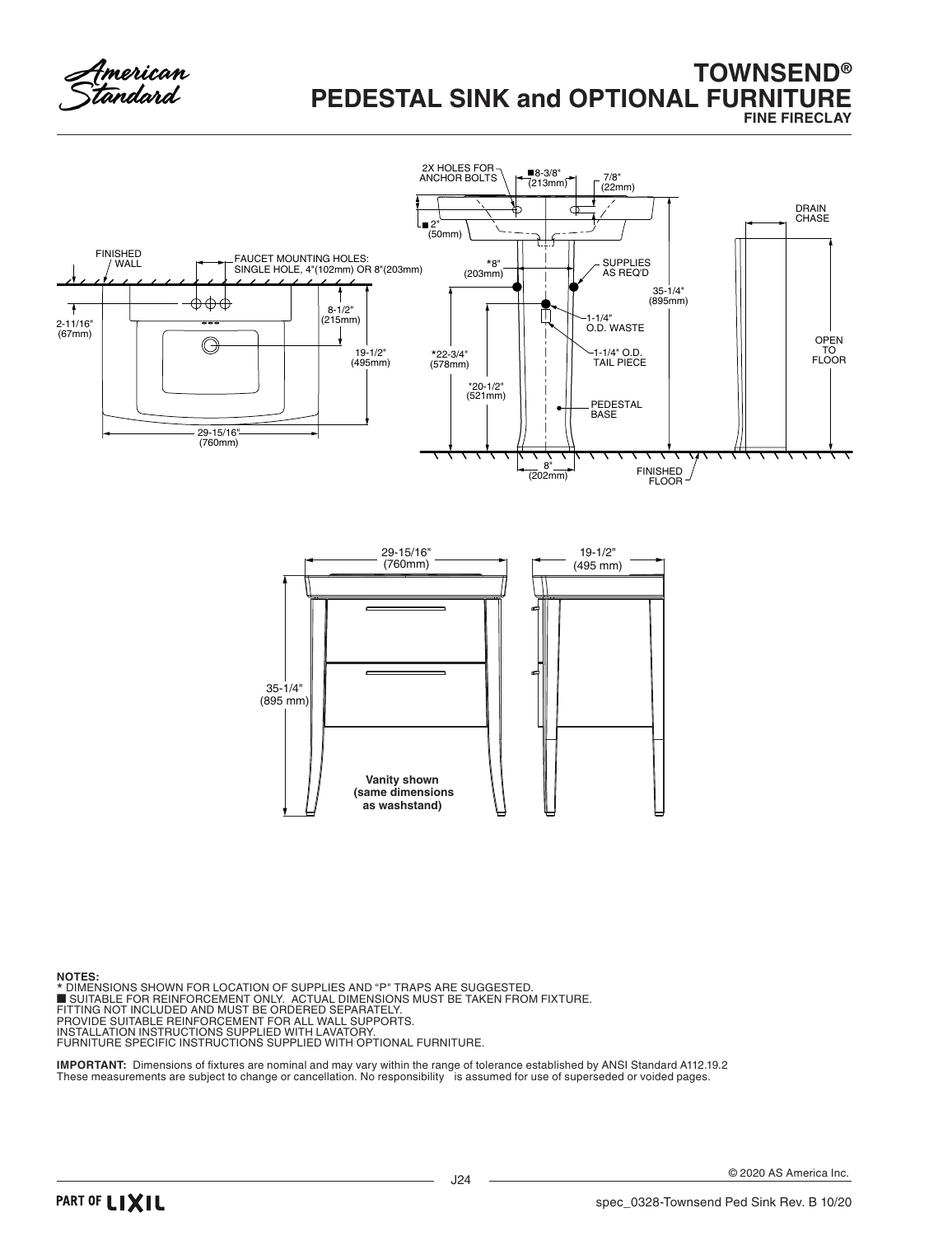# TOWNSEND®
## PEDESTAL SINK and OPTIONAL FURNITURE
**FINE FIRECLAY**

2X HOLES FOR ANCHOR BOLTS
■8-3/8" (213mm)
7/8" (22mm)
■2" (50mm)
FINISHED WALL
FAUCET MOUNTING HOLES: SINGLE HOLE, 4"(102mm) OR 8"(203mm)
2-11/16" (67mm)
8-1/2" (215mm)
19-1/2" (495mm)
29-15/16" (760mm)
*8" (203mm)
SUPPLIES AS REQ'D
35-1/4" (895mm)
1-1/4" O.D. WASTE
*22-3/4" (578mm)
1-1/4" O.D. TAIL PIECE
*20-1/2" (521mm)
PEDESTAL BASE
8" (202mm)
FINISHED FLOOR
DRAIN CHASE
OPEN TO FLOOR

29-15/16" (760mm)
19-1/2" (495 mm)
35-1/4" (895 mm)
**Vanity shown (same dimensions as washstand)**

**NOTES:**
\* DIMENSIONS SHOWN FOR LOCATION OF SUPPLIES AND "P" TRAPS ARE SUGGESTED.
■ SUITABLE FOR REINFORCEMENT ONLY. ACTUAL DIMENSIONS MUST BE TAKEN FROM FIXTURE.
FITTING NOT INCLUDED AND MUST BE ORDERED SEPARATELY.
PROVIDE SUITABLE REINFORCEMENT FOR ALL WALL SUPPORTS.
INSTALLATION INSTRUCTIONS SUPPLIED WITH LAVATORY.
FURNITURE SPECIFIC INSTRUCTIONS SUPPLIED WITH OPTIONAL FURNITURE.

**IMPORTANT:** Dimensions of fixtures are nominal and may vary within the range of tolerance established by ANSI Standard A112.19.2
These measurements are subject to change or cancellation. No responsibility is assumed for use of superseded or voided pages.

© 2020 AS America Inc.

spec_0328-Townsend Ped Sink Rev. B 10/20